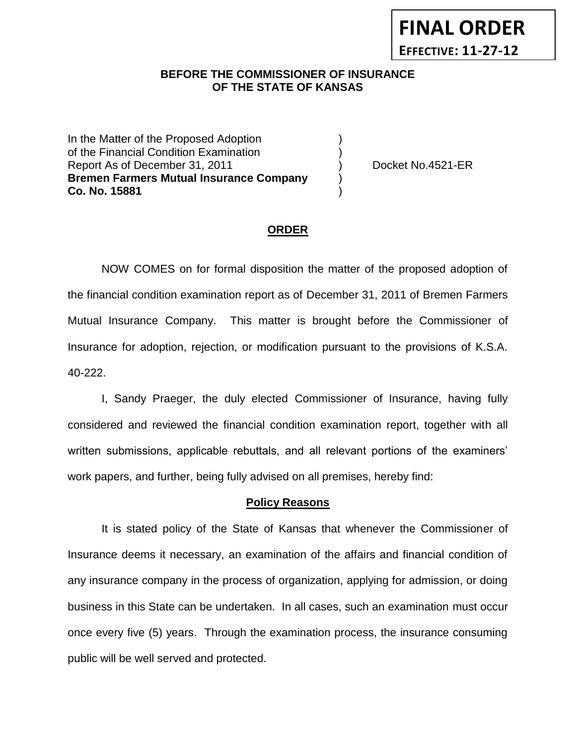**FINAL ORDER**
**EFFECTIVE: 11-27-12**

**BEFORE THE COMMISSIONER OF INSURANCE**
**OF THE STATE OF KANSAS**

In the Matter of the Proposed Adoption )
of the Financial Condition Examination )
Report As of December 31, 2011 ) Docket No.4521-ER
**Bremen Farmers Mutual Insurance Company** )
**Co. No. 15881** )

## ORDER

NOW COMES on for formal disposition the matter of the proposed adoption of the financial condition examination report as of December 31, 2011 of Bremen Farmers Mutual Insurance Company. This matter is brought before the Commissioner of Insurance for adoption, rejection, or modification pursuant to the provisions of K.S.A. 40-222.

I, Sandy Praeger, the duly elected Commissioner of Insurance, having fully considered and reviewed the financial condition examination report, together with all written submissions, applicable rebuttals, and all relevant portions of the examiners' work papers, and further, being fully advised on all premises, hereby find:

### Policy Reasons

It is stated policy of the State of Kansas that whenever the Commissioner of Insurance deems it necessary, an examination of the affairs and financial condition of any insurance company in the process of organization, applying for admission, or doing business in this State can be undertaken. In all cases, such an examination must occur once every five (5) years. Through the examination process, the insurance consuming public will be well served and protected.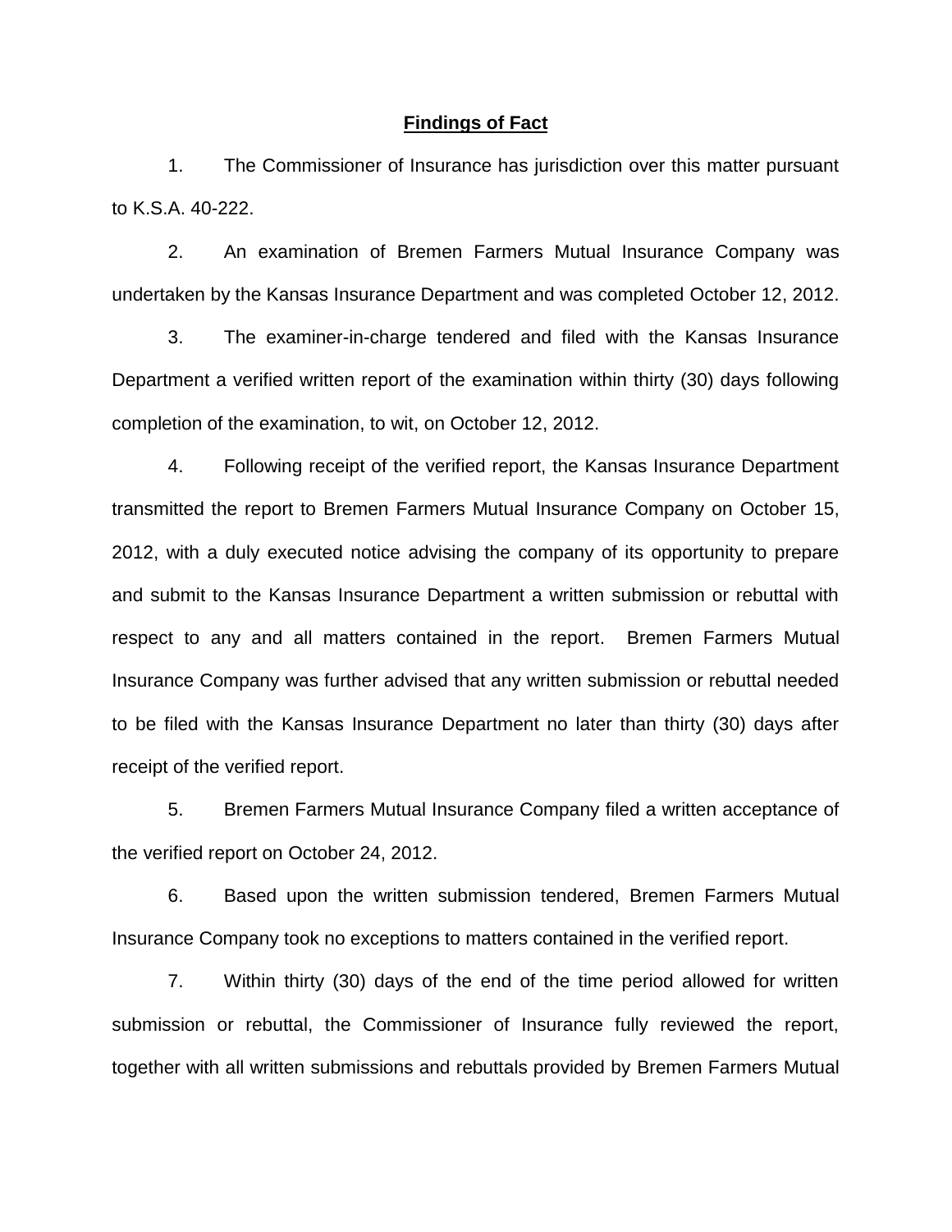## Findings of Fact

1. The Commissioner of Insurance has jurisdiction over this matter pursuant to K.S.A. 40-222.

2. An examination of Bremen Farmers Mutual Insurance Company was undertaken by the Kansas Insurance Department and was completed October 12, 2012.

3. The examiner-in-charge tendered and filed with the Kansas Insurance Department a verified written report of the examination within thirty (30) days following completion of the examination, to wit, on October 12, 2012.

4. Following receipt of the verified report, the Kansas Insurance Department transmitted the report to Bremen Farmers Mutual Insurance Company on October 15, 2012, with a duly executed notice advising the company of its opportunity to prepare and submit to the Kansas Insurance Department a written submission or rebuttal with respect to any and all matters contained in the report. Bremen Farmers Mutual Insurance Company was further advised that any written submission or rebuttal needed to be filed with the Kansas Insurance Department no later than thirty (30) days after receipt of the verified report.

5. Bremen Farmers Mutual Insurance Company filed a written acceptance of the verified report on October 24, 2012.

6. Based upon the written submission tendered, Bremen Farmers Mutual Insurance Company took no exceptions to matters contained in the verified report.

7. Within thirty (30) days of the end of the time period allowed for written submission or rebuttal, the Commissioner of Insurance fully reviewed the report, together with all written submissions and rebuttals provided by Bremen Farmers Mutual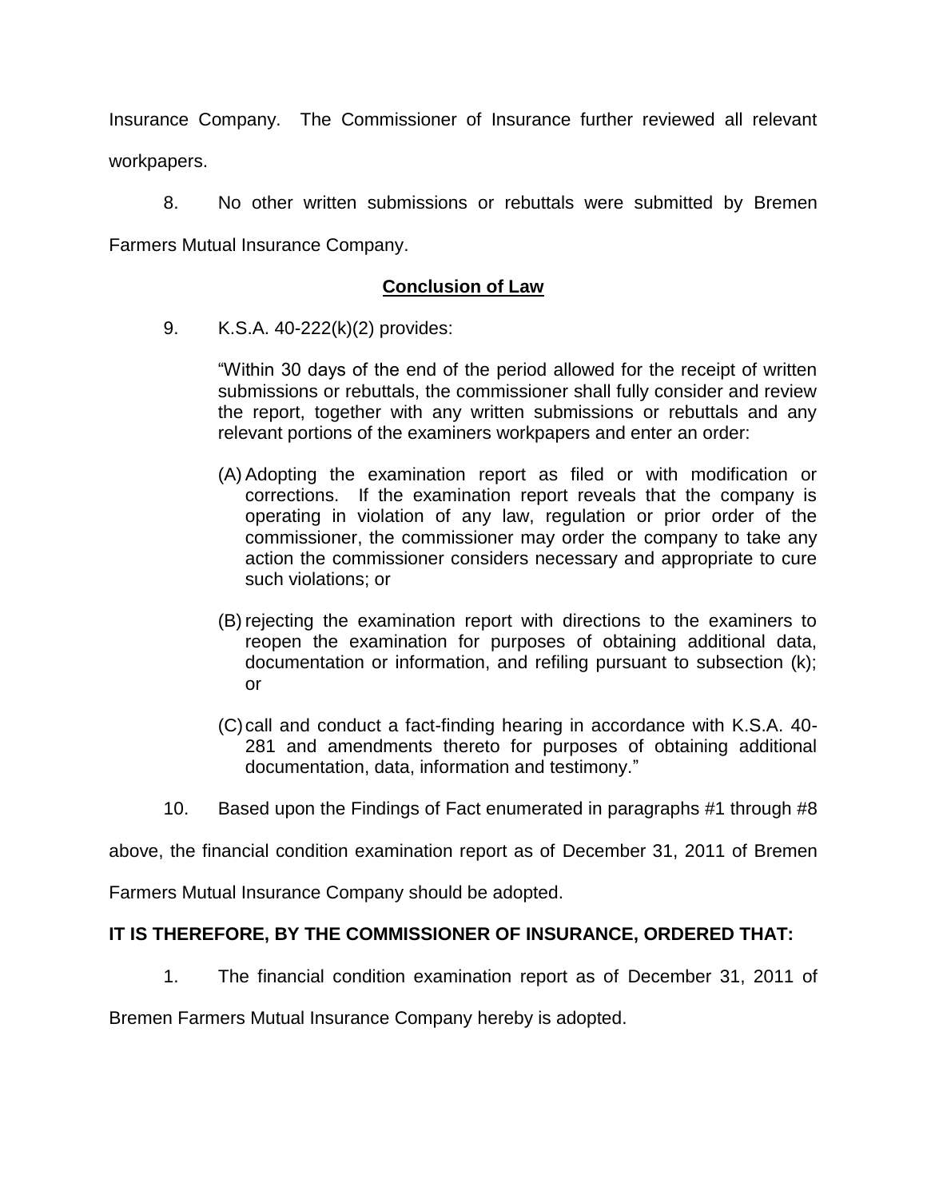Insurance Company. The Commissioner of Insurance further reviewed all relevant workpapers.

8. No other written submissions or rebuttals were submitted by Bremen Farmers Mutual Insurance Company.

**Conclusion of Law**

9. K.S.A. 40-222(k)(2) provides:

> "Within 30 days of the end of the period allowed for the receipt of written submissions or rebuttals, the commissioner shall fully consider and review the report, together with any written submissions or rebuttals and any relevant portions of the examiners workpapers and enter an order:
>
> (A) Adopting the examination report as filed or with modification or corrections. If the examination report reveals that the company is operating in violation of any law, regulation or prior order of the commissioner, the commissioner may order the company to take any action the commissioner considers necessary and appropriate to cure such violations; or
>
> (B) rejecting the examination report with directions to the examiners to reopen the examination for purposes of obtaining additional data, documentation or information, and refiling pursuant to subsection (k); or
>
> (C) call and conduct a fact-finding hearing in accordance with K.S.A. 40-281 and amendments thereto for purposes of obtaining additional documentation, data, information and testimony."

10. Based upon the Findings of Fact enumerated in paragraphs #1 through #8 above, the financial condition examination report as of December 31, 2011 of Bremen Farmers Mutual Insurance Company should be adopted.

**IT IS THEREFORE, BY THE COMMISSIONER OF INSURANCE, ORDERED THAT:**

1. The financial condition examination report as of December 31, 2011 of Bremen Farmers Mutual Insurance Company hereby is adopted.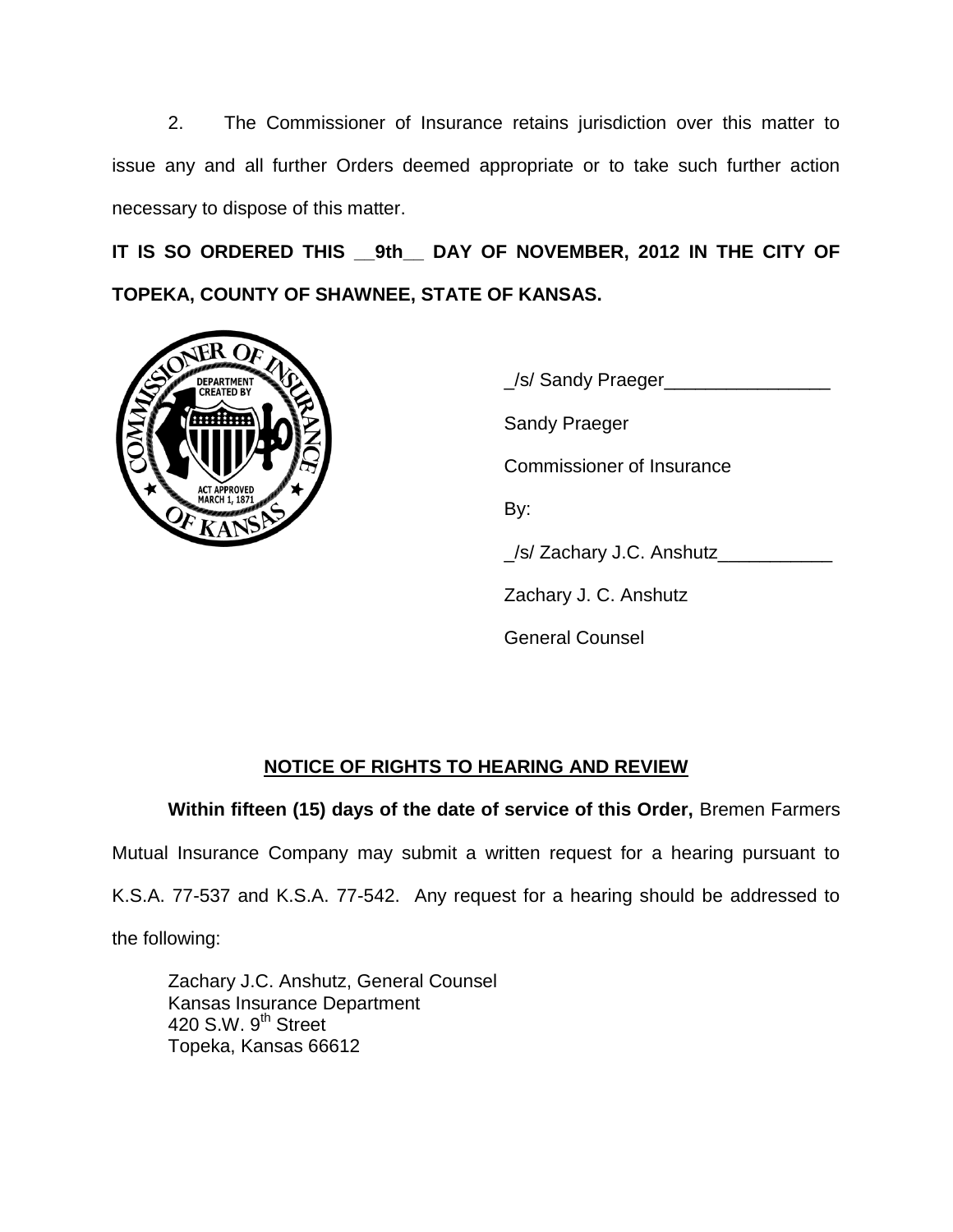2. The Commissioner of Insurance retains jurisdiction over this matter to issue any and all further Orders deemed appropriate or to take such further action necessary to dispose of this matter.

**IT IS SO ORDERED THIS __9th__ DAY OF NOVEMBER, 2012 IN THE CITY OF TOPEKA, COUNTY OF SHAWNEE, STATE OF KANSAS.**

_/s/ Sandy Praeger________________

Sandy Praeger

Commissioner of Insurance

By:

_/s/ Zachary J.C. Anshutz___________

Zachary J. C. Anshutz

General Counsel

## NOTICE OF RIGHTS TO HEARING AND REVIEW

**Within fifteen (15) days of the date of service of this Order,** Bremen Farmers Mutual Insurance Company may submit a written request for a hearing pursuant to K.S.A. 77-537 and K.S.A. 77-542. Any request for a hearing should be addressed to the following:

Zachary J.C. Anshutz, General Counsel
Kansas Insurance Department
420 S.W. 9th Street
Topeka, Kansas 66612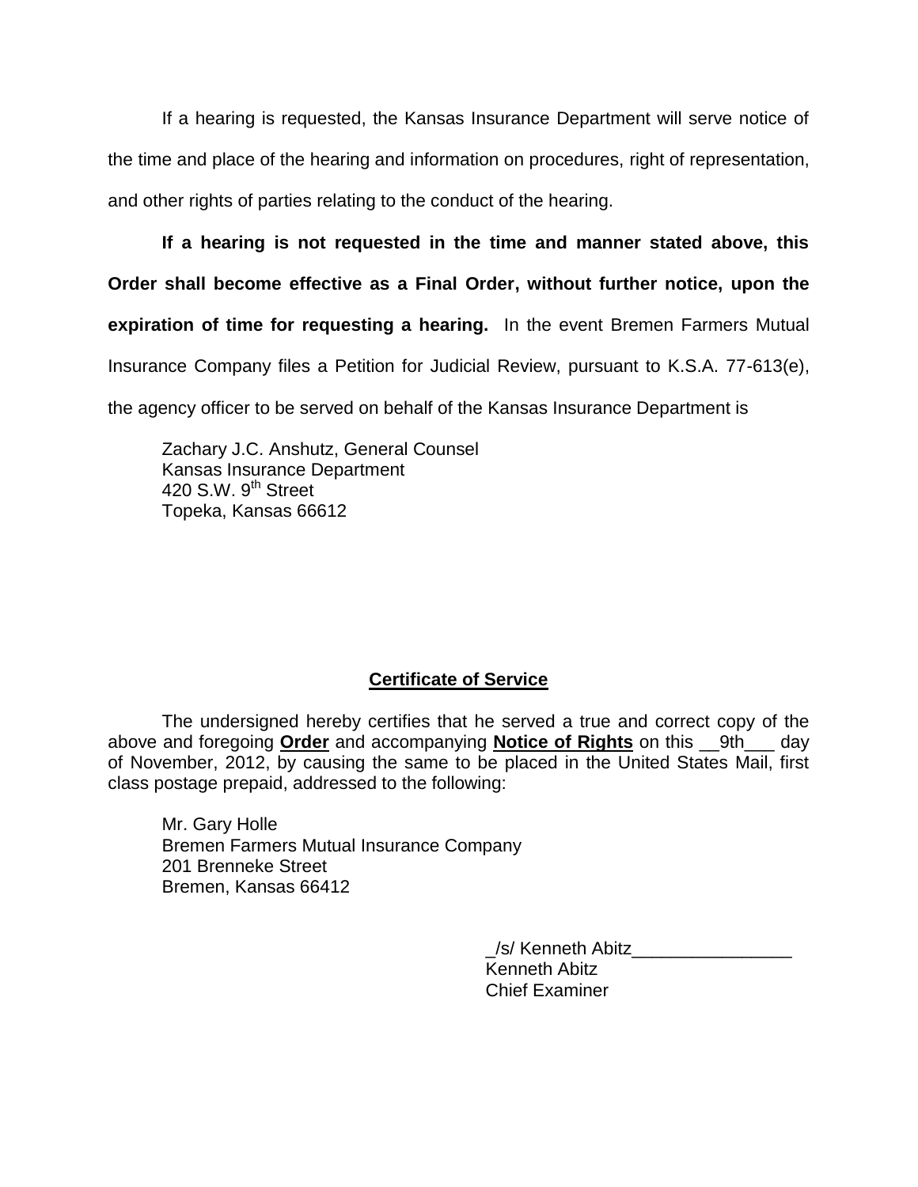If a hearing is requested, the Kansas Insurance Department will serve notice of the time and place of the hearing and information on procedures, right of representation, and other rights of parties relating to the conduct of the hearing.

**If a hearing is not requested in the time and manner stated above, this Order shall become effective as a Final Order, without further notice, upon the expiration of time for requesting a hearing.** In the event Bremen Farmers Mutual Insurance Company files a Petition for Judicial Review, pursuant to K.S.A. 77-613(e), the agency officer to be served on behalf of the Kansas Insurance Department is

Zachary J.C. Anshutz, General Counsel
Kansas Insurance Department
420 S.W. 9th Street
Topeka, Kansas 66612

## Certificate of Service

The undersigned hereby certifies that he served a true and correct copy of the above and foregoing **Order** and accompanying **Notice of Rights** on this __9th___ day of November, 2012, by causing the same to be placed in the United States Mail, first class postage prepaid, addressed to the following:

Mr. Gary Holle
Bremen Farmers Mutual Insurance Company
201 Brenneke Street
Bremen, Kansas 66412

_/s/ Kenneth Abitz________________
Kenneth Abitz
Chief Examiner